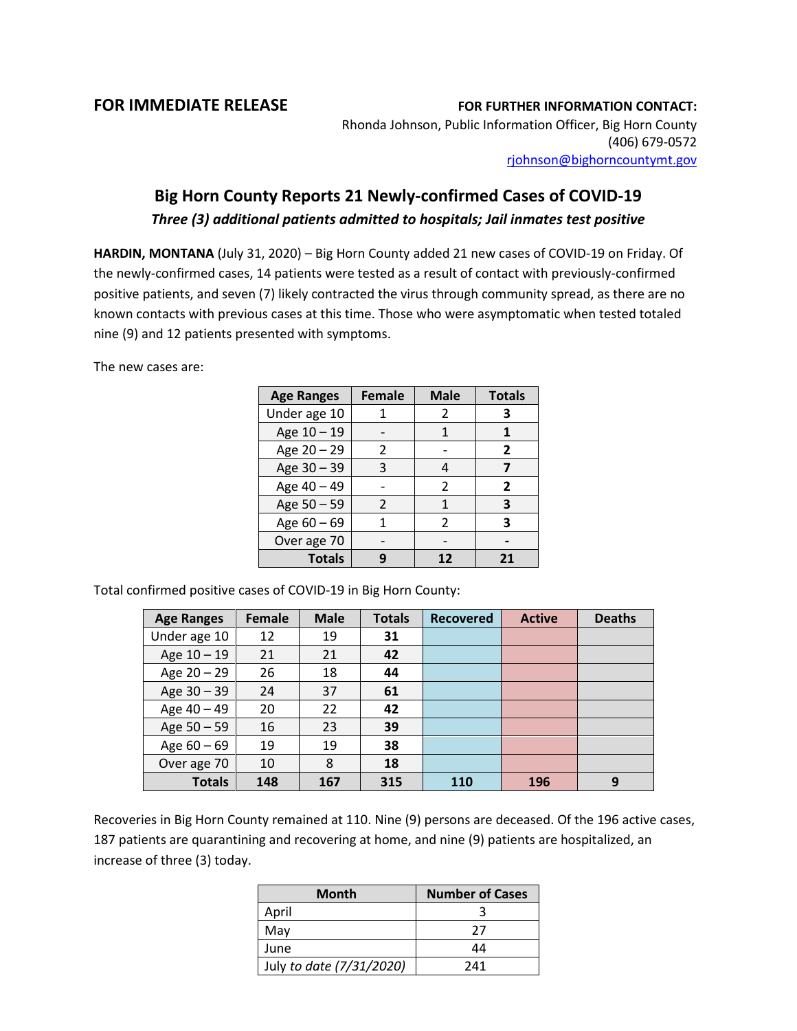**FOR IMMEDIATE RELEASE**

**FOR FURTHER INFORMATION CONTACT:**
Rhonda Johnson, Public Information Officer, Big Horn County
(406) 679-0572
rjohnson@bighorncountymt.gov

# Big Horn County Reports 21 Newly-confirmed Cases of COVID-19

***Three (3) additional patients admitted to hospitals; Jail inmates test positive***

**HARDIN, MONTANA** (July 31, 2020) – Big Horn County added 21 new cases of COVID-19 on Friday. Of the newly-confirmed cases, 14 patients were tested as a result of contact with previously-confirmed positive patients, and seven (7) likely contracted the virus through community spread, as there are no known contacts with previous cases at this time. Those who were asymptomatic when tested totaled nine (9) and 12 patients presented with symptoms.

The new cases are:

| Age Ranges | Female | Male | Totals |
|---|---|---|---|
| Under age 10 | 1 | 2 | **3** |
| Age 10 – 19 | - | 1 | **1** |
| Age 20 – 29 | 2 | - | **2** |
| Age 30 – 39 | 3 | 4 | **7** |
| Age 40 – 49 | - | 2 | **2** |
| Age 50 – 59 | 2 | 1 | **3** |
| Age 60 – 69 | 1 | 2 | **3** |
| Over age 70 | - | - | **-** |
| **Totals** | **9** | **12** | **21** |

Total confirmed positive cases of COVID-19 in Big Horn County:

| Age Ranges | Female | Male | Totals | Recovered | Active | Deaths |
|---|---|---|---|---|---|---|
| Under age 10 | 12 | 19 | **31** | | | |
| Age 10 – 19 | 21 | 21 | **42** | | | |
| Age 20 – 29 | 26 | 18 | **44** | | | |
| Age 30 – 39 | 24 | 37 | **61** | | | |
| Age 40 – 49 | 20 | 22 | **42** | | | |
| Age 50 – 59 | 16 | 23 | **39** | | | |
| Age 60 – 69 | 19 | 19 | **38** | | | |
| Over age 70 | 10 | 8 | **18** | | | |
| **Totals** | **148** | **167** | **315** | **110** | **196** | **9** |

Recoveries in Big Horn County remained at 110. Nine (9) persons are deceased. Of the 196 active cases, 187 patients are quarantining and recovering at home, and nine (9) patients are hospitalized, an increase of three (3) today.

| Month | Number of Cases |
|---|---|
| April | 3 |
| May | 27 |
| June | 44 |
| July *to date (7/31/2020)* | 241 |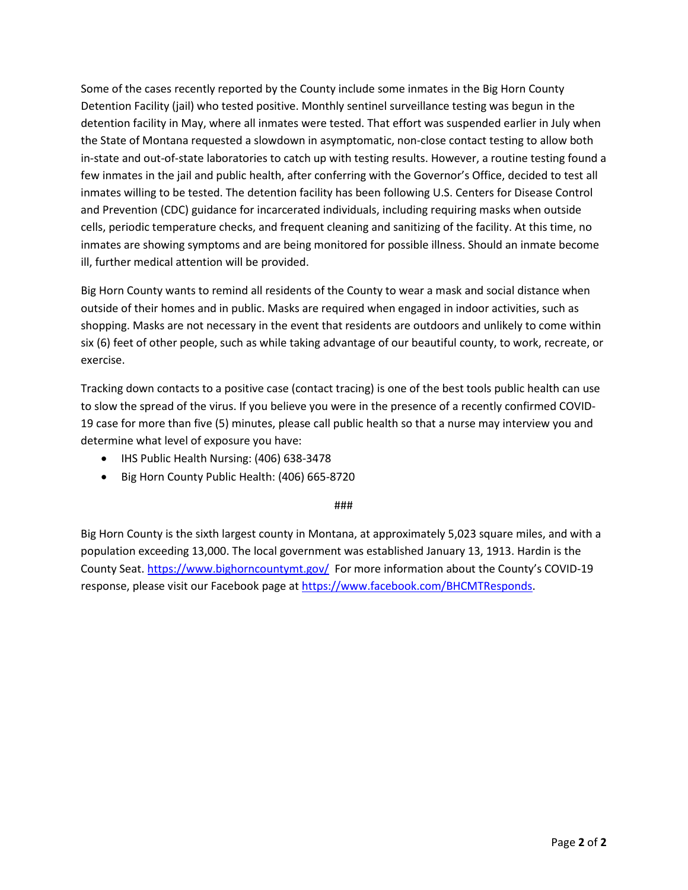Some of the cases recently reported by the County include some inmates in the Big Horn County Detention Facility (jail) who tested positive. Monthly sentinel surveillance testing was begun in the detention facility in May, where all inmates were tested. That effort was suspended earlier in July when the State of Montana requested a slowdown in asymptomatic, non-close contact testing to allow both in-state and out-of-state laboratories to catch up with testing results. However, a routine testing found a few inmates in the jail and public health, after conferring with the Governor's Office, decided to test all inmates willing to be tested. The detention facility has been following U.S. Centers for Disease Control and Prevention (CDC) guidance for incarcerated individuals, including requiring masks when outside cells, periodic temperature checks, and frequent cleaning and sanitizing of the facility. At this time, no inmates are showing symptoms and are being monitored for possible illness. Should an inmate become ill, further medical attention will be provided.

Big Horn County wants to remind all residents of the County to wear a mask and social distance when outside of their homes and in public. Masks are required when engaged in indoor activities, such as shopping. Masks are not necessary in the event that residents are outdoors and unlikely to come within six (6) feet of other people, such as while taking advantage of our beautiful county, to work, recreate, or exercise.

Tracking down contacts to a positive case (contact tracing) is one of the best tools public health can use to slow the spread of the virus. If you believe you were in the presence of a recently confirmed COVID-19 case for more than five (5) minutes, please call public health so that a nurse may interview you and determine what level of exposure you have:

- IHS Public Health Nursing: (406) 638-3478
- Big Horn County Public Health: (406) 665-8720

###

Big Horn County is the sixth largest county in Montana, at approximately 5,023 square miles, and with a population exceeding 13,000. The local government was established January 13, 1913. Hardin is the County Seat. https://www.bighorncountymt.gov/ For more information about the County's COVID-19 response, please visit our Facebook page at https://www.facebook.com/BHCMTResponds.